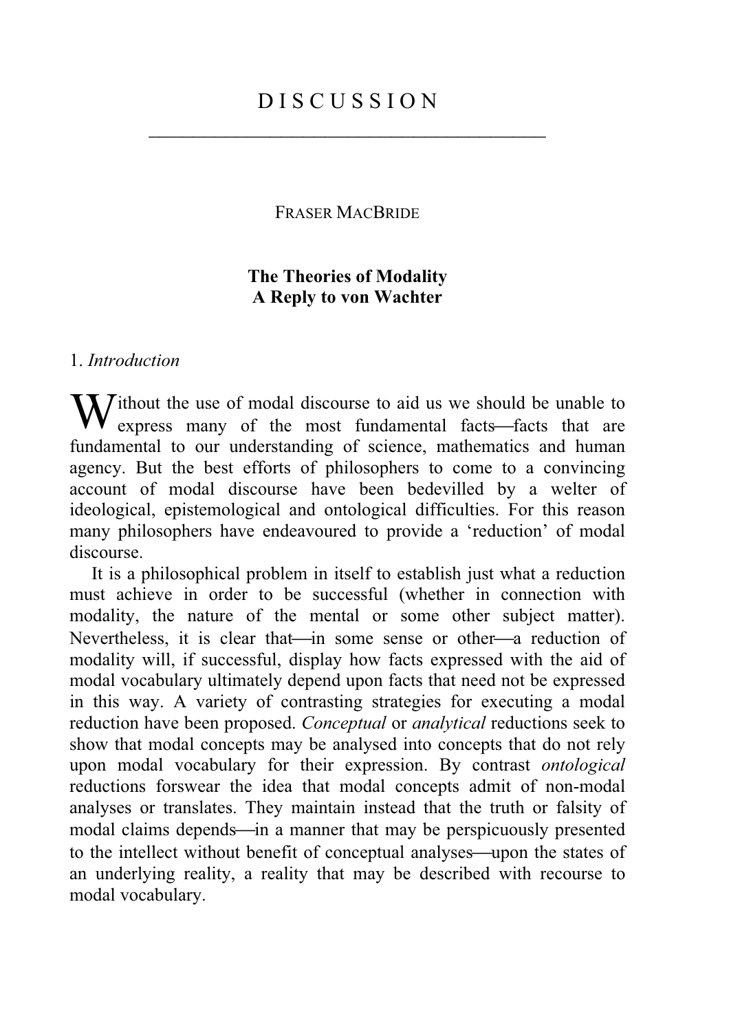# DISCUSSION

FRASER MACBRIDE

**The Theories of Modality**
**A Reply to von Wachter**

## 1. *Introduction*

Without the use of modal discourse to aid us we should be unable to express many of the most fundamental facts—facts that are fundamental to our understanding of science, mathematics and human agency. But the best efforts of philosophers to come to a convincing account of modal discourse have been bedevilled by a welter of ideological, epistemological and ontological difficulties. For this reason many philosophers have endeavoured to provide a 'reduction' of modal discourse.

It is a philosophical problem in itself to establish just what a reduction must achieve in order to be successful (whether in connection with modality, the nature of the mental or some other subject matter). Nevertheless, it is clear that—in some sense or other—a reduction of modality will, if successful, display how facts expressed with the aid of modal vocabulary ultimately depend upon facts that need not be expressed in this way. A variety of contrasting strategies for executing a modal reduction have been proposed. *Conceptual* or *analytical* reductions seek to show that modal concepts may be analysed into concepts that do not rely upon modal vocabulary for their expression. By contrast *ontological* reductions forswear the idea that modal concepts admit of non-modal analyses or translates. They maintain instead that the truth or falsity of modal claims depends—in a manner that may be perspicuously presented to the intellect without benefit of conceptual analyses—upon the states of an underlying reality, a reality that may be described with recourse to modal vocabulary.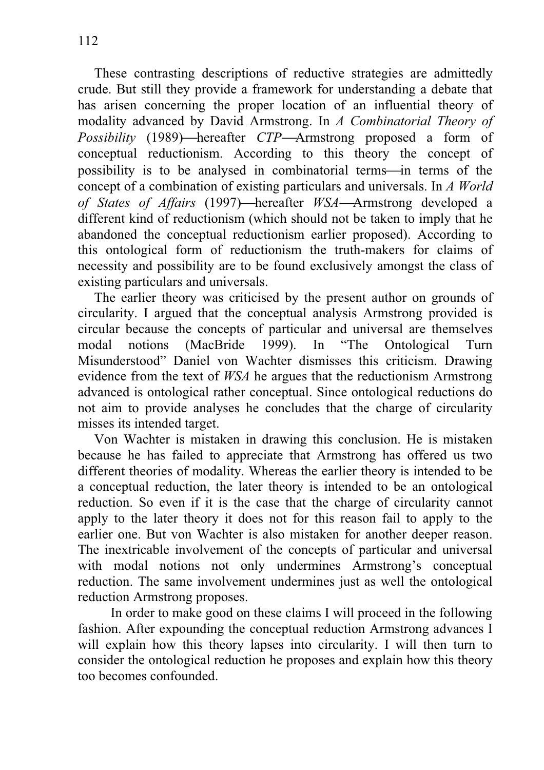These contrasting descriptions of reductive strategies are admittedly crude. But still they provide a framework for understanding a debate that has arisen concerning the proper location of an influential theory of modality advanced by David Armstrong. In *A Combinatorial Theory of Possibility* (1989)—hereafter *CTP*—Armstrong proposed a form of conceptual reductionism. According to this theory the concept of possibility is to be analysed in combinatorial terms—in terms of the concept of a combination of existing particulars and universals. In *A World of States of Affairs* (1997)—hereafter *WSA*—Armstrong developed a different kind of reductionism (which should not be taken to imply that he abandoned the conceptual reductionism earlier proposed). According to this ontological form of reductionism the truth-makers for claims of necessity and possibility are to be found exclusively amongst the class of existing particulars and universals.

The earlier theory was criticised by the present author on grounds of circularity. I argued that the conceptual analysis Armstrong provided is circular because the concepts of particular and universal are themselves modal notions (MacBride 1999). In "The Ontological Turn Misunderstood" Daniel von Wachter dismisses this criticism. Drawing evidence from the text of *WSA* he argues that the reductionism Armstrong advanced is ontological rather conceptual. Since ontological reductions do not aim to provide analyses he concludes that the charge of circularity misses its intended target.

Von Wachter is mistaken in drawing this conclusion. He is mistaken because he has failed to appreciate that Armstrong has offered us two different theories of modality. Whereas the earlier theory is intended to be a conceptual reduction, the later theory is intended to be an ontological reduction. So even if it is the case that the charge of circularity cannot apply to the later theory it does not for this reason fail to apply to the earlier one. But von Wachter is also mistaken for another deeper reason. The inextricable involvement of the concepts of particular and universal with modal notions not only undermines Armstrong's conceptual reduction. The same involvement undermines just as well the ontological reduction Armstrong proposes.

In order to make good on these claims I will proceed in the following fashion. After expounding the conceptual reduction Armstrong advances I will explain how this theory lapses into circularity. I will then turn to consider the ontological reduction he proposes and explain how this theory too becomes confounded.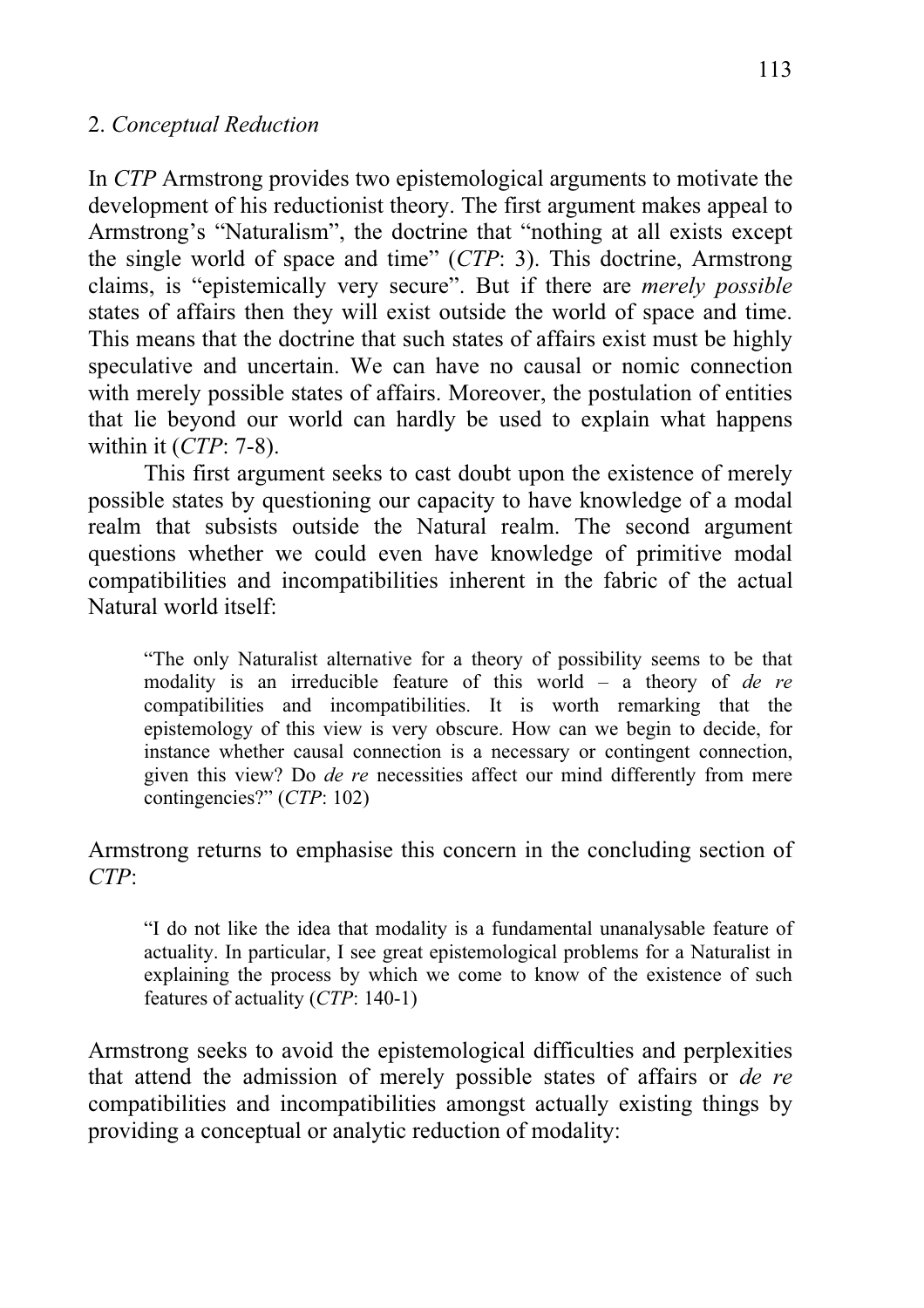## 2. *Conceptual Reduction*

In *CTP* Armstrong provides two epistemological arguments to motivate the development of his reductionist theory. The first argument makes appeal to Armstrong's "Naturalism", the doctrine that "nothing at all exists except the single world of space and time" (*CTP*: 3). This doctrine, Armstrong claims, is "epistemically very secure". But if there are *merely possible* states of affairs then they will exist outside the world of space and time. This means that the doctrine that such states of affairs exist must be highly speculative and uncertain. We can have no causal or nomic connection with merely possible states of affairs. Moreover, the postulation of entities that lie beyond our world can hardly be used to explain what happens within it (*CTP*: 7-8).

This first argument seeks to cast doubt upon the existence of merely possible states by questioning our capacity to have knowledge of a modal realm that subsists outside the Natural realm. The second argument questions whether we could even have knowledge of primitive modal compatibilities and incompatibilities inherent in the fabric of the actual Natural world itself:

> "The only Naturalist alternative for a theory of possibility seems to be that modality is an irreducible feature of this world – a theory of *de re* compatibilities and incompatibilities. It is worth remarking that the epistemology of this view is very obscure. How can we begin to decide, for instance whether causal connection is a necessary or contingent connection, given this view? Do *de re* necessities affect our mind differently from mere contingencies?" (*CTP*: 102)

Armstrong returns to emphasise this concern in the concluding section of *CTP*:

> "I do not like the idea that modality is a fundamental unanalysable feature of actuality. In particular, I see great epistemological problems for a Naturalist in explaining the process by which we come to know of the existence of such features of actuality (*CTP*: 140-1)

Armstrong seeks to avoid the epistemological difficulties and perplexities that attend the admission of merely possible states of affairs or *de re* compatibilities and incompatibilities amongst actually existing things by providing a conceptual or analytic reduction of modality: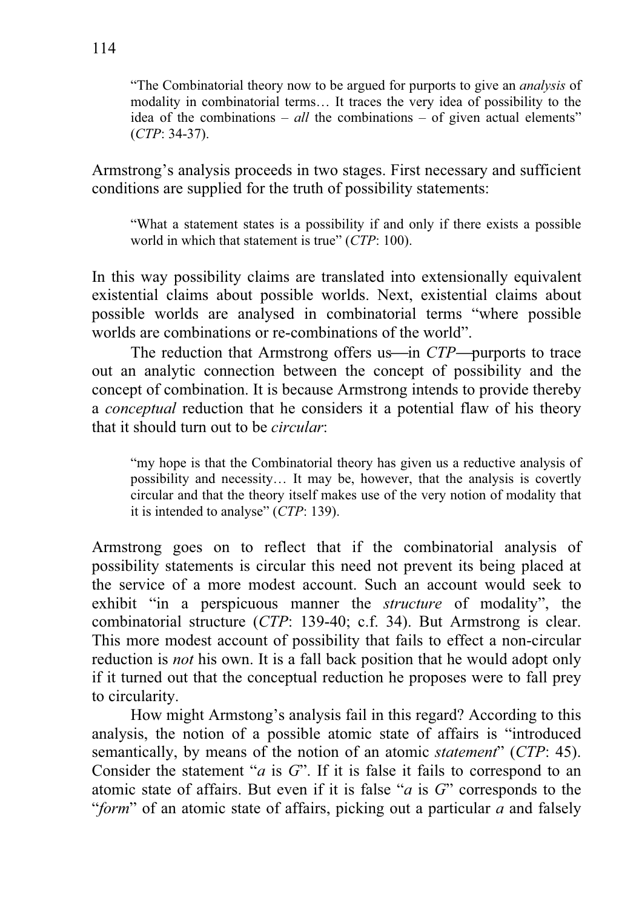> "The Combinatorial theory now to be argued for purports to give an *analysis* of modality in combinatorial terms… It traces the very idea of possibility to the idea of the combinations – *all* the combinations – of given actual elements" (*CTP*: 34-37).

Armstrong's analysis proceeds in two stages. First necessary and sufficient conditions are supplied for the truth of possibility statements:

> "What a statement states is a possibility if and only if there exists a possible world in which that statement is true" (*CTP*: 100).

In this way possibility claims are translated into extensionally equivalent existential claims about possible worlds. Next, existential claims about possible worlds are analysed in combinatorial terms "where possible worlds are combinations or re-combinations of the world".

The reduction that Armstrong offers us—in *CTP*—purports to trace out an analytic connection between the concept of possibility and the concept of combination. It is because Armstrong intends to provide thereby a *conceptual* reduction that he considers it a potential flaw of his theory that it should turn out to be *circular*:

> "my hope is that the Combinatorial theory has given us a reductive analysis of possibility and necessity… It may be, however, that the analysis is covertly circular and that the theory itself makes use of the very notion of modality that it is intended to analyse" (*CTP*: 139).

Armstrong goes on to reflect that if the combinatorial analysis of possibility statements is circular this need not prevent its being placed at the service of a more modest account. Such an account would seek to exhibit "in a perspicuous manner the *structure* of modality", the combinatorial structure (*CTP*: 139-40; c.f. 34). But Armstrong is clear. This more modest account of possibility that fails to effect a non-circular reduction is *not* his own. It is a fall back position that he would adopt only if it turned out that the conceptual reduction he proposes were to fall prey to circularity.

How might Armstong's analysis fail in this regard? According to this analysis, the notion of a possible atomic state of affairs is "introduced semantically, by means of the notion of an atomic *statement*" (*CTP*: 45). Consider the statement "*a* is *G*". If it is false it fails to correspond to an atomic state of affairs. But even if it is false "*a* is *G*" corresponds to the "*form*" of an atomic state of affairs, picking out a particular *a* and falsely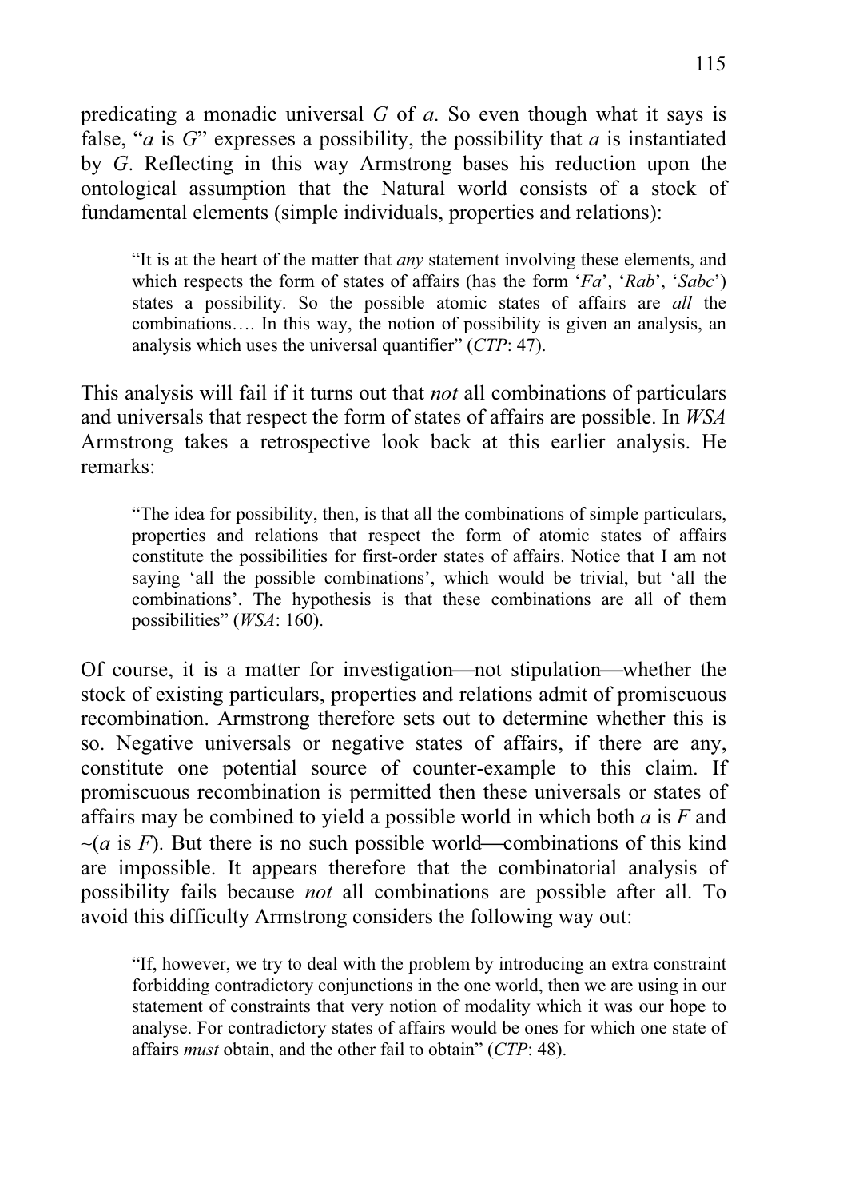predicating a monadic universal *G* of *a*. So even though what it says is false, "*a* is *G*" expresses a possibility, the possibility that *a* is instantiated by *G*. Reflecting in this way Armstrong bases his reduction upon the ontological assumption that the Natural world consists of a stock of fundamental elements (simple individuals, properties and relations):

> "It is at the heart of the matter that *any* statement involving these elements, and which respects the form of states of affairs (has the form '*Fa*', '*Rab*', '*Sabc*') states a possibility. So the possible atomic states of affairs are *all* the combinations…. In this way, the notion of possibility is given an analysis, an analysis which uses the universal quantifier" (*CTP*: 47).

This analysis will fail if it turns out that *not* all combinations of particulars and universals that respect the form of states of affairs are possible. In *WSA* Armstrong takes a retrospective look back at this earlier analysis. He remarks:

> "The idea for possibility, then, is that all the combinations of simple particulars, properties and relations that respect the form of atomic states of affairs constitute the possibilities for first-order states of affairs. Notice that I am not saying 'all the possible combinations', which would be trivial, but 'all the combinations'. The hypothesis is that these combinations are all of them possibilities" (*WSA*: 160).

Of course, it is a matter for investigation—not stipulation—whether the stock of existing particulars, properties and relations admit of promiscuous recombination. Armstrong therefore sets out to determine whether this is so. Negative universals or negative states of affairs, if there are any, constitute one potential source of counter-example to this claim. If promiscuous recombination is permitted then these universals or states of affairs may be combined to yield a possible world in which both *a* is *F* and ~(*a* is *F*). But there is no such possible world—combinations of this kind are impossible. It appears therefore that the combinatorial analysis of possibility fails because *not* all combinations are possible after all. To avoid this difficulty Armstrong considers the following way out:

> "If, however, we try to deal with the problem by introducing an extra constraint forbidding contradictory conjunctions in the one world, then we are using in our statement of constraints that very notion of modality which it was our hope to analyse. For contradictory states of affairs would be ones for which one state of affairs *must* obtain, and the other fail to obtain" (*CTP*: 48).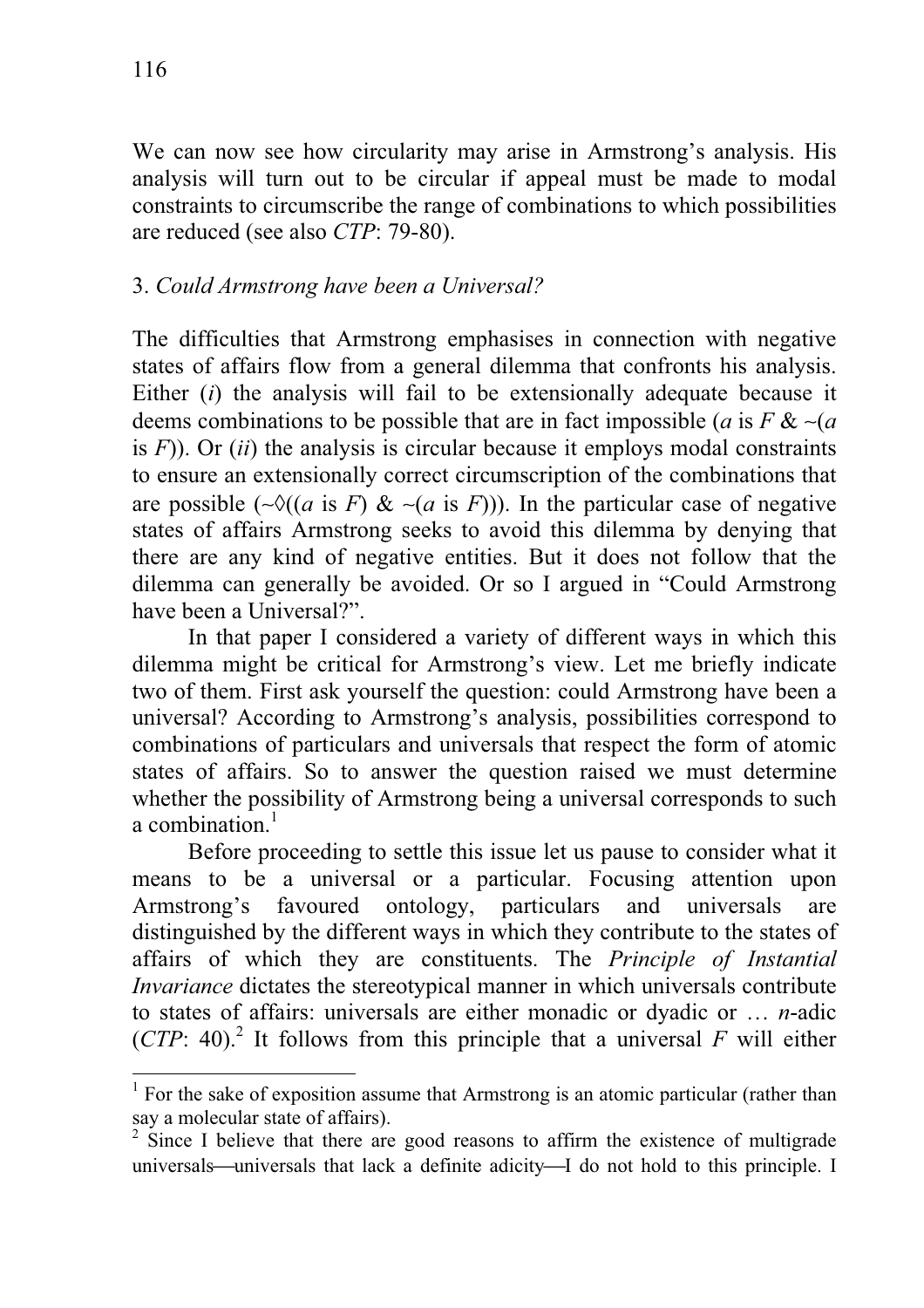We can now see how circularity may arise in Armstrong's analysis. His analysis will turn out to be circular if appeal must be made to modal constraints to circumscribe the range of combinations to which possibilities are reduced (see also *CTP*: 79-80).

## 3. *Could Armstrong have been a Universal?*

The difficulties that Armstrong emphasises in connection with negative states of affairs flow from a general dilemma that confronts his analysis. Either (*i*) the analysis will fail to be extensionally adequate because it deems combinations to be possible that are in fact impossible (*a* is *F* & ~(*a* is *F*)). Or (*ii*) the analysis is circular because it employs modal constraints to ensure an extensionally correct circumscription of the combinations that are possible (~◊((*a* is *F*) & ~(*a* is *F*))). In the particular case of negative states of affairs Armstrong seeks to avoid this dilemma by denying that there are any kind of negative entities. But it does not follow that the dilemma can generally be avoided. Or so I argued in "Could Armstrong have been a Universal?".

In that paper I considered a variety of different ways in which this dilemma might be critical for Armstrong's view. Let me briefly indicate two of them. First ask yourself the question: could Armstrong have been a universal? According to Armstrong's analysis, possibilities correspond to combinations of particulars and universals that respect the form of atomic states of affairs. So to answer the question raised we must determine whether the possibility of Armstrong being a universal corresponds to such a combination.[1]

Before proceeding to settle this issue let us pause to consider what it means to be a universal or a particular. Focusing attention upon Armstrong's favoured ontology, particulars and universals are distinguished by the different ways in which they contribute to the states of affairs of which they are constituents. The *Principle of Instantial Invariance* dictates the stereotypical manner in which universals contribute to states of affairs: universals are either monadic or dyadic or … *n*-adic (*CTP*: 40).[2] It follows from this principle that a universal *F* will either

[1] For the sake of exposition assume that Armstrong is an atomic particular (rather than say a molecular state of affairs).

[2] Since I believe that there are good reasons to affirm the existence of multigrade universals—universals that lack a definite adicity—I do not hold to this principle. I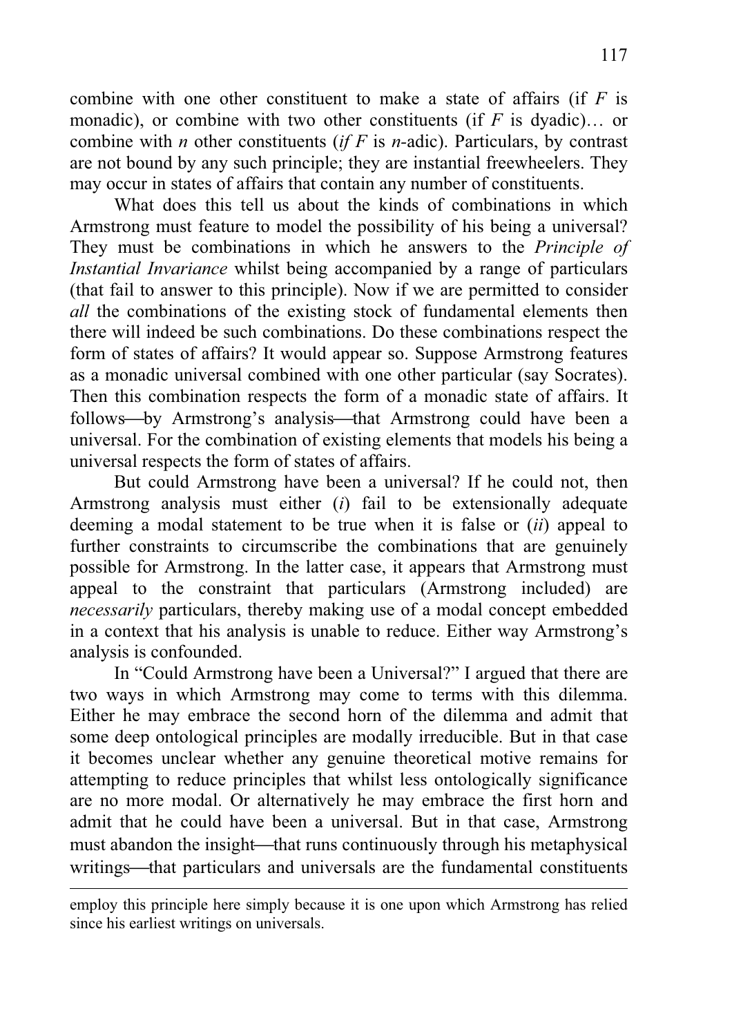combine with one other constituent to make a state of affairs (if *F* is monadic), or combine with two other constituents (if *F* is dyadic)… or combine with *n* other constituents (*if F* is *n*-adic). Particulars, by contrast are not bound by any such principle; they are instantial freewheelers. They may occur in states of affairs that contain any number of constituents.

What does this tell us about the kinds of combinations in which Armstrong must feature to model the possibility of his being a universal? They must be combinations in which he answers to the *Principle of Instantial Invariance* whilst being accompanied by a range of particulars (that fail to answer to this principle). Now if we are permitted to consider *all* the combinations of the existing stock of fundamental elements then there will indeed be such combinations. Do these combinations respect the form of states of affairs? It would appear so. Suppose Armstrong features as a monadic universal combined with one other particular (say Socrates). Then this combination respects the form of a monadic state of affairs. It follows—by Armstrong's analysis—that Armstrong could have been a universal. For the combination of existing elements that models his being a universal respects the form of states of affairs.

But could Armstrong have been a universal? If he could not, then Armstrong analysis must either (*i*) fail to be extensionally adequate deeming a modal statement to be true when it is false or (*ii*) appeal to further constraints to circumscribe the combinations that are genuinely possible for Armstrong. In the latter case, it appears that Armstrong must appeal to the constraint that particulars (Armstrong included) are *necessarily* particulars, thereby making use of a modal concept embedded in a context that his analysis is unable to reduce. Either way Armstrong's analysis is confounded.

In "Could Armstrong have been a Universal?" I argued that there are two ways in which Armstrong may come to terms with this dilemma. Either he may embrace the second horn of the dilemma and admit that some deep ontological principles are modally irreducible. But in that case it becomes unclear whether any genuine theoretical motive remains for attempting to reduce principles that whilst less ontologically significance are no more modal. Or alternatively he may embrace the first horn and admit that he could have been a universal. But in that case, Armstrong must abandon the insight—that runs continuously through his metaphysical writings—that particulars and universals are the fundamental constituents

employ this principle here simply because it is one upon which Armstrong has relied since his earliest writings on universals.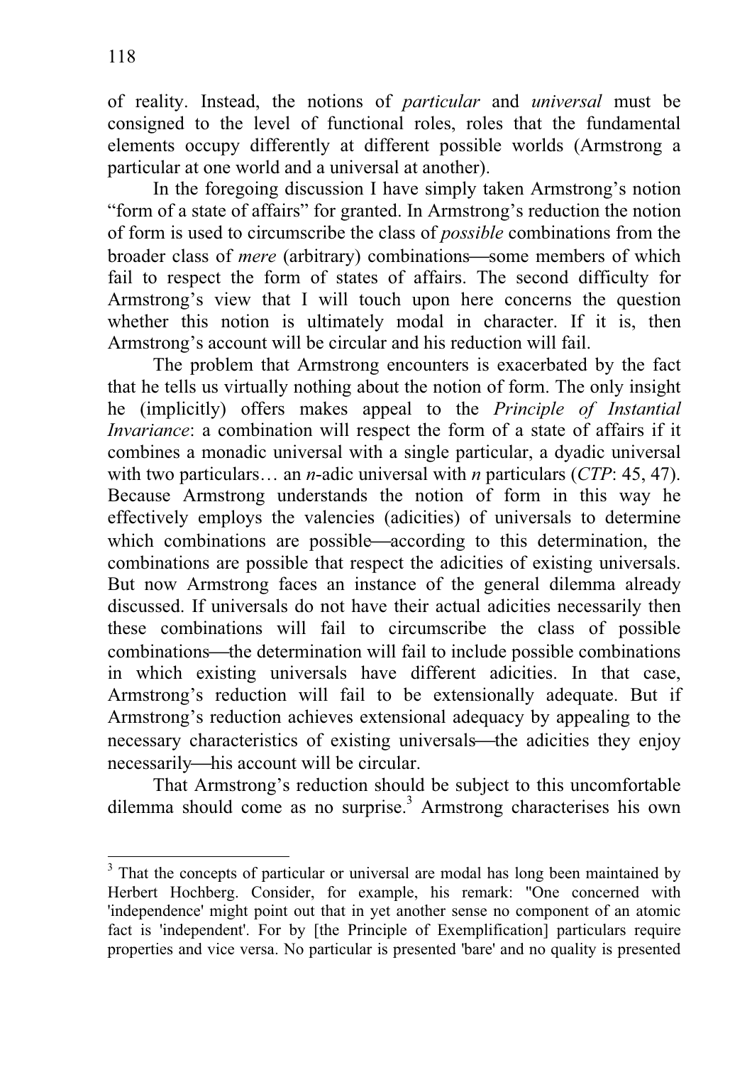of reality. Instead, the notions of *particular* and *universal* must be consigned to the level of functional roles, roles that the fundamental elements occupy differently at different possible worlds (Armstrong a particular at one world and a universal at another).

In the foregoing discussion I have simply taken Armstrong's notion "form of a state of affairs" for granted. In Armstrong's reduction the notion of form is used to circumscribe the class of *possible* combinations from the broader class of *mere* (arbitrary) combinations—some members of which fail to respect the form of states of affairs. The second difficulty for Armstrong's view that I will touch upon here concerns the question whether this notion is ultimately modal in character. If it is, then Armstrong's account will be circular and his reduction will fail.

The problem that Armstrong encounters is exacerbated by the fact that he tells us virtually nothing about the notion of form. The only insight he (implicitly) offers makes appeal to the *Principle of Instantial Invariance*: a combination will respect the form of a state of affairs if it combines a monadic universal with a single particular, a dyadic universal with two particulars… an *n*-adic universal with *n* particulars (*CTP*: 45, 47). Because Armstrong understands the notion of form in this way he effectively employs the valencies (adicities) of universals to determine which combinations are possible—according to this determination, the combinations are possible that respect the adicities of existing universals. But now Armstrong faces an instance of the general dilemma already discussed. If universals do not have their actual adicities necessarily then these combinations will fail to circumscribe the class of possible combinations—the determination will fail to include possible combinations in which existing universals have different adicities. In that case, Armstrong's reduction will fail to be extensionally adequate. But if Armstrong's reduction achieves extensional adequacy by appealing to the necessary characteristics of existing universals—the adicities they enjoy necessarily—his account will be circular.

That Armstrong's reduction should be subject to this uncomfortable dilemma should come as no surprise.[3] Armstrong characterises his own

---

[3] That the concepts of particular or universal are modal has long been maintained by Herbert Hochberg. Consider, for example, his remark: "One concerned with 'independence' might point out that in yet another sense no component of an atomic fact is 'independent'. For by [the Principle of Exemplification] particulars require properties and vice versa. No particular is presented 'bare' and no quality is presented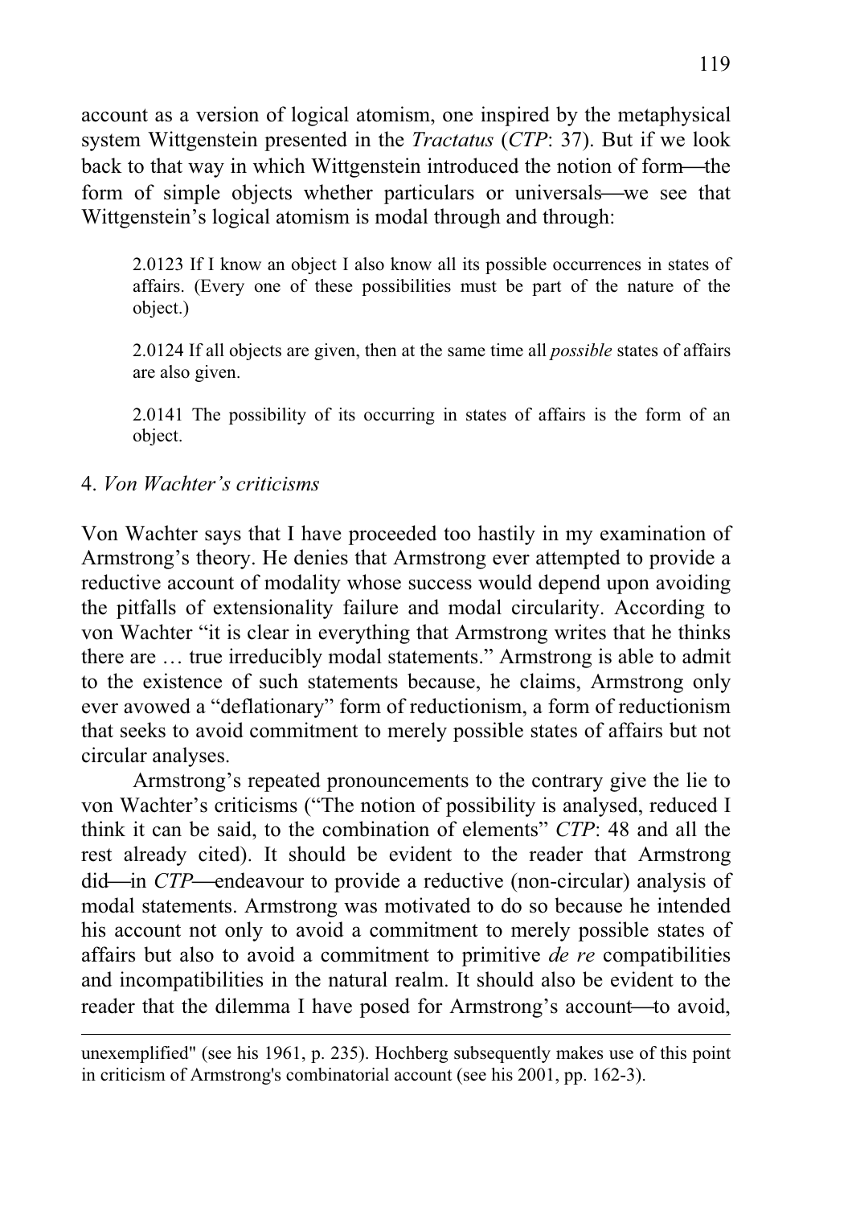account as a version of logical atomism, one inspired by the metaphysical system Wittgenstein presented in the *Tractatus* (*CTP*: 37). But if we look back to that way in which Wittgenstein introduced the notion of form—the form of simple objects whether particulars or universals—we see that Wittgenstein's logical atomism is modal through and through:

> 2.0123 If I know an object I also know all its possible occurrences in states of affairs. (Every one of these possibilities must be part of the nature of the object.)
>
> 2.0124 If all objects are given, then at the same time all *possible* states of affairs are also given.
>
> 2.0141 The possibility of its occurring in states of affairs is the form of an object.

## 4. *Von Wachter's criticisms*

Von Wachter says that I have proceeded too hastily in my examination of Armstrong's theory. He denies that Armstrong ever attempted to provide a reductive account of modality whose success would depend upon avoiding the pitfalls of extensionality failure and modal circularity. According to von Wachter "it is clear in everything that Armstrong writes that he thinks there are … true irreducibly modal statements." Armstrong is able to admit to the existence of such statements because, he claims, Armstrong only ever avowed a "deflationary" form of reductionism, a form of reductionism that seeks to avoid commitment to merely possible states of affairs but not circular analyses.

Armstrong's repeated pronouncements to the contrary give the lie to von Wachter's criticisms ("The notion of possibility is analysed, reduced I think it can be said, to the combination of elements" *CTP*: 48 and all the rest already cited). It should be evident to the reader that Armstrong did—in *CTP*—endeavour to provide a reductive (non-circular) analysis of modal statements. Armstrong was motivated to do so because he intended his account not only to avoid a commitment to merely possible states of affairs but also to avoid a commitment to primitive *de re* compatibilities and incompatibilities in the natural realm. It should also be evident to the reader that the dilemma I have posed for Armstrong's account—to avoid,

---

unexemplified" (see his 1961, p. 235). Hochberg subsequently makes use of this point in criticism of Armstrong's combinatorial account (see his 2001, pp. 162-3).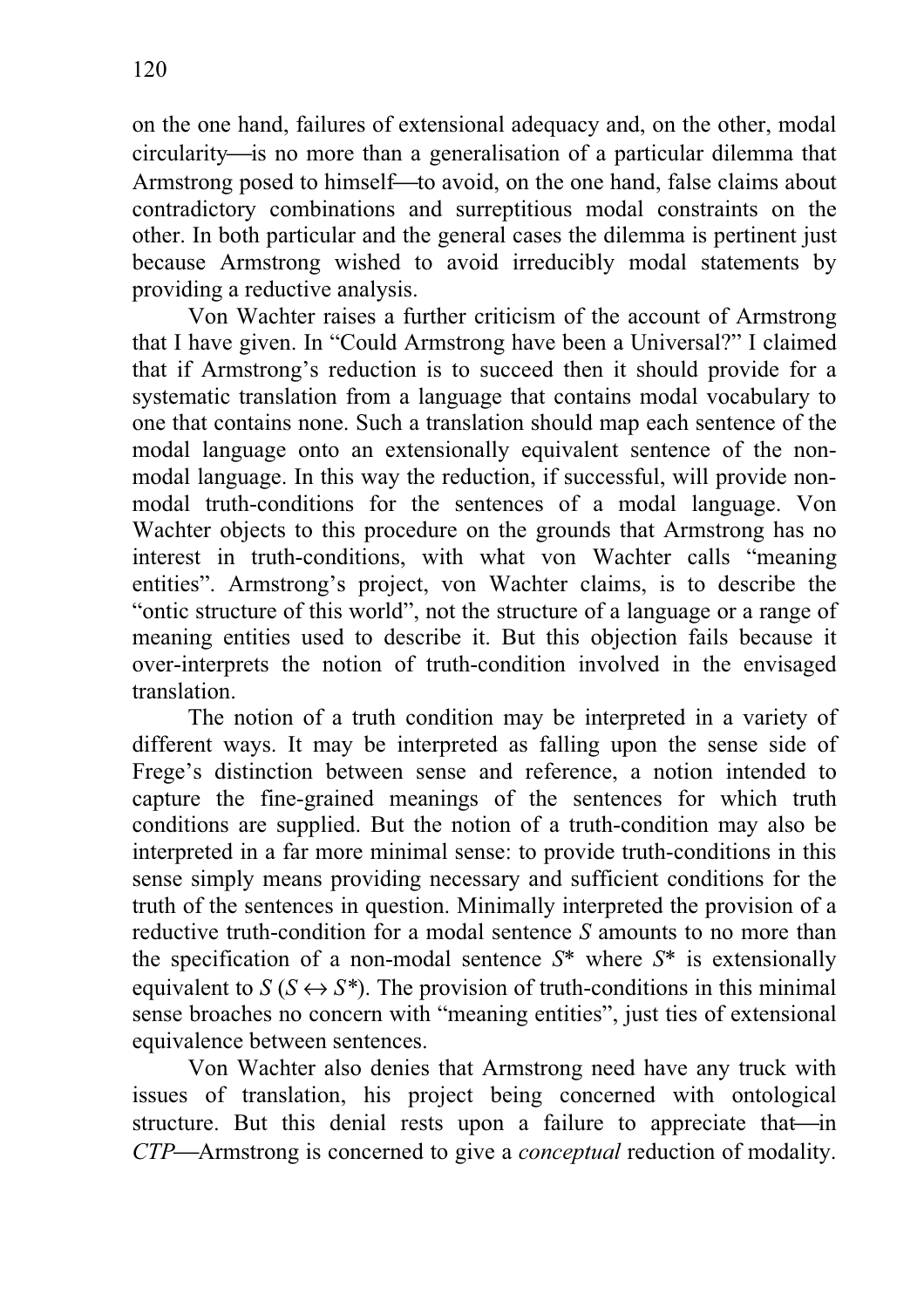on the one hand, failures of extensional adequacy and, on the other, modal circularity—is no more than a generalisation of a particular dilemma that Armstrong posed to himself—to avoid, on the one hand, false claims about contradictory combinations and surreptitious modal constraints on the other. In both particular and the general cases the dilemma is pertinent just because Armstrong wished to avoid irreducibly modal statements by providing a reductive analysis.

Von Wachter raises a further criticism of the account of Armstrong that I have given. In "Could Armstrong have been a Universal?" I claimed that if Armstrong's reduction is to succeed then it should provide for a systematic translation from a language that contains modal vocabulary to one that contains none. Such a translation should map each sentence of the modal language onto an extensionally equivalent sentence of the non-modal language. In this way the reduction, if successful, will provide non-modal truth-conditions for the sentences of a modal language. Von Wachter objects to this procedure on the grounds that Armstrong has no interest in truth-conditions, with what von Wachter calls "meaning entities". Armstrong's project, von Wachter claims, is to describe the "ontic structure of this world", not the structure of a language or a range of meaning entities used to describe it. But this objection fails because it over-interprets the notion of truth-condition involved in the envisaged translation.

The notion of a truth condition may be interpreted in a variety of different ways. It may be interpreted as falling upon the sense side of Frege's distinction between sense and reference, a notion intended to capture the fine-grained meanings of the sentences for which truth conditions are supplied. But the notion of a truth-condition may also be interpreted in a far more minimal sense: to provide truth-conditions in this sense simply means providing necessary and sufficient conditions for the truth of the sentences in question. Minimally interpreted the provision of a reductive truth-condition for a modal sentence $S$ amounts to no more than the specification of a non-modal sentence $S^*$ where $S^*$ is extensionally equivalent to $S$ ($S \leftrightarrow S^*$). The provision of truth-conditions in this minimal sense broaches no concern with "meaning entities", just ties of extensional equivalence between sentences.

Von Wachter also denies that Armstrong need have any truck with issues of translation, his project being concerned with ontological structure. But this denial rests upon a failure to appreciate that—in *CTP*—Armstrong is concerned to give a *conceptual* reduction of modality.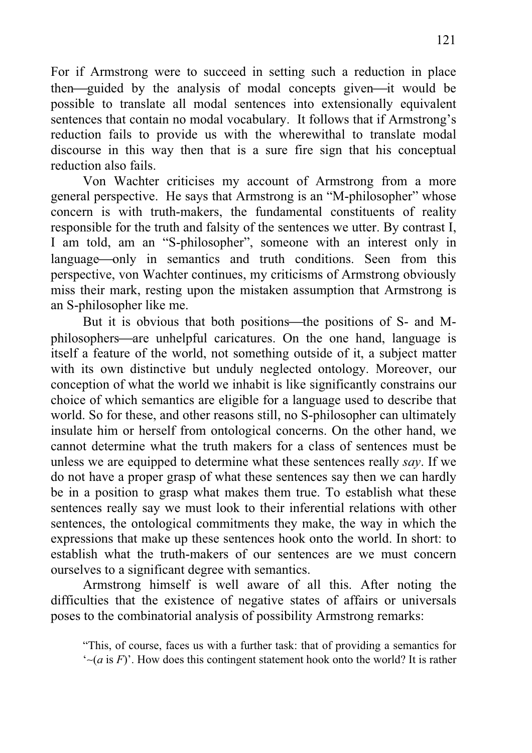For if Armstrong were to succeed in setting such a reduction in place then—guided by the analysis of modal concepts given—it would be possible to translate all modal sentences into extensionally equivalent sentences that contain no modal vocabulary. It follows that if Armstrong's reduction fails to provide us with the wherewithal to translate modal discourse in this way then that is a sure fire sign that his conceptual reduction also fails.

Von Wachter criticises my account of Armstrong from a more general perspective. He says that Armstrong is an "M-philosopher" whose concern is with truth-makers, the fundamental constituents of reality responsible for the truth and falsity of the sentences we utter. By contrast I, I am told, am an "S-philosopher", someone with an interest only in language—only in semantics and truth conditions. Seen from this perspective, von Wachter continues, my criticisms of Armstrong obviously miss their mark, resting upon the mistaken assumption that Armstrong is an S-philosopher like me.

But it is obvious that both positions—the positions of S- and M-philosophers—are unhelpful caricatures. On the one hand, language is itself a feature of the world, not something outside of it, a subject matter with its own distinctive but unduly neglected ontology. Moreover, our conception of what the world we inhabit is like significantly constrains our choice of which semantics are eligible for a language used to describe that world. So for these, and other reasons still, no S-philosopher can ultimately insulate him or herself from ontological concerns. On the other hand, we cannot determine what the truth makers for a class of sentences must be unless we are equipped to determine what these sentences really *say*. If we do not have a proper grasp of what these sentences say then we can hardly be in a position to grasp what makes them true. To establish what these sentences really say we must look to their inferential relations with other sentences, the ontological commitments they make, the way in which the expressions that make up these sentences hook onto the world. In short: to establish what the truth-makers of our sentences are we must concern ourselves to a significant degree with semantics.

Armstrong himself is well aware of all this. After noting the difficulties that the existence of negative states of affairs or universals poses to the combinatorial analysis of possibility Armstrong remarks:

> "This, of course, faces us with a further task: that of providing a semantics for '~(*a* is *F*)'. How does this contingent statement hook onto the world? It is rather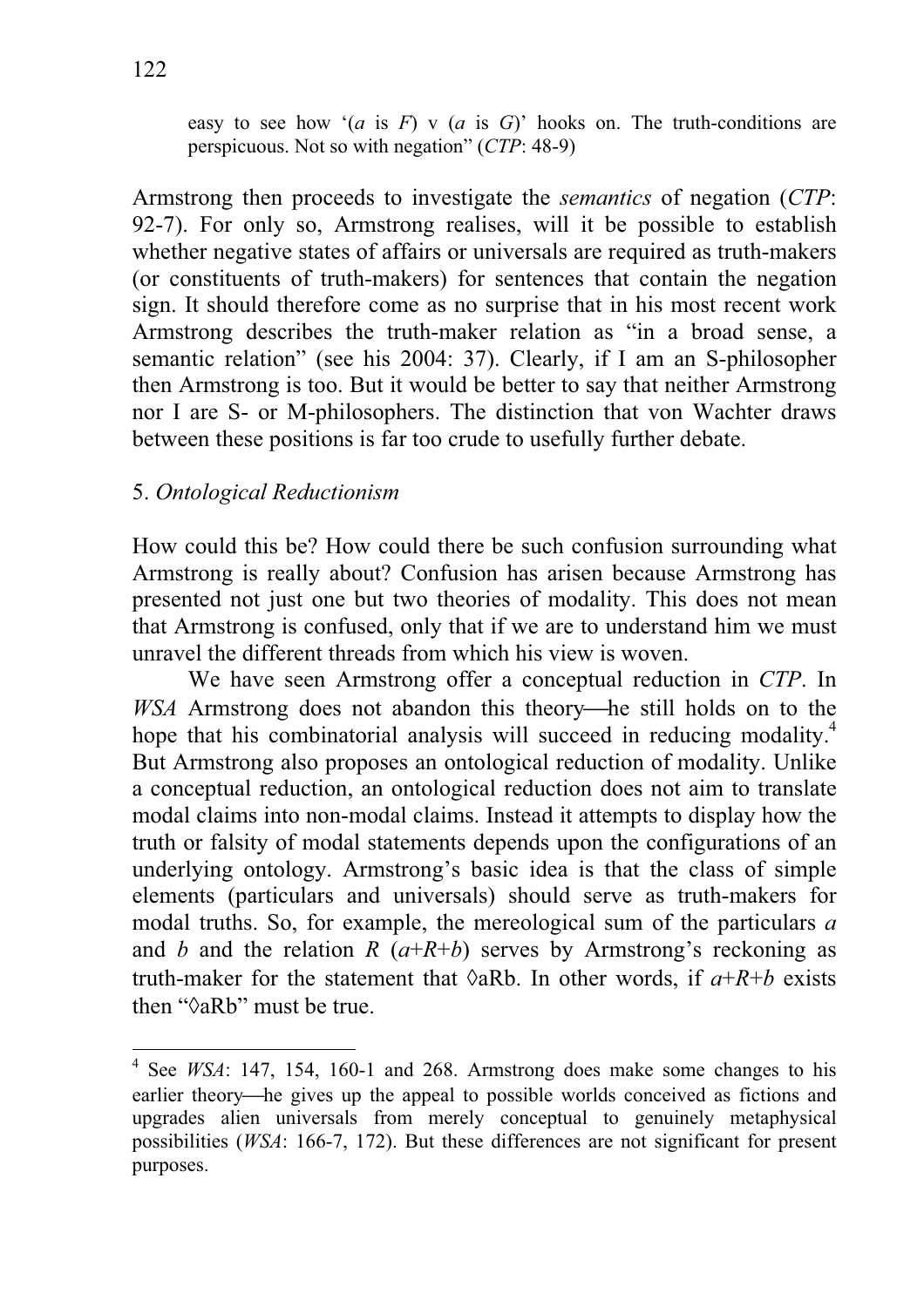easy to see how '(*a* is *F*) v (*a* is *G*)' hooks on. The truth-conditions are perspicuous. Not so with negation" (*CTP*: 48-9)

Armstrong then proceeds to investigate the *semantics* of negation (*CTP*: 92-7). For only so, Armstrong realises, will it be possible to establish whether negative states of affairs or universals are required as truth-makers (or constituents of truth-makers) for sentences that contain the negation sign. It should therefore come as no surprise that in his most recent work Armstrong describes the truth-maker relation as "in a broad sense, a semantic relation" (see his 2004: 37). Clearly, if I am an S-philosopher then Armstrong is too. But it would be better to say that neither Armstrong nor I are S- or M-philosophers. The distinction that von Wachter draws between these positions is far too crude to usefully further debate.

## 5. *Ontological Reductionism*

How could this be? How could there be such confusion surrounding what Armstrong is really about? Confusion has arisen because Armstrong has presented not just one but two theories of modality. This does not mean that Armstrong is confused, only that if we are to understand him we must unravel the different threads from which his view is woven.

We have seen Armstrong offer a conceptual reduction in *CTP*. In *WSA* Armstrong does not abandon this theory—he still holds on to the hope that his combinatorial analysis will succeed in reducing modality.[4] But Armstrong also proposes an ontological reduction of modality. Unlike a conceptual reduction, an ontological reduction does not aim to translate modal claims into non-modal claims. Instead it attempts to display how the truth or falsity of modal statements depends upon the configurations of an underlying ontology. Armstrong's basic idea is that the class of simple elements (particulars and universals) should serve as truth-makers for modal truths. So, for example, the mereological sum of the particulars *a* and *b* and the relation *R* (*a*+*R*+*b*) serves by Armstrong's reckoning as truth-maker for the statement that ◊aRb. In other words, if *a*+*R*+*b* exists then "◊aRb" must be true.

---

[4] See *WSA*: 147, 154, 160-1 and 268. Armstrong does make some changes to his earlier theory—he gives up the appeal to possible worlds conceived as fictions and upgrades alien universals from merely conceptual to genuinely metaphysical possibilities (*WSA*: 166-7, 172). But these differences are not significant for present purposes.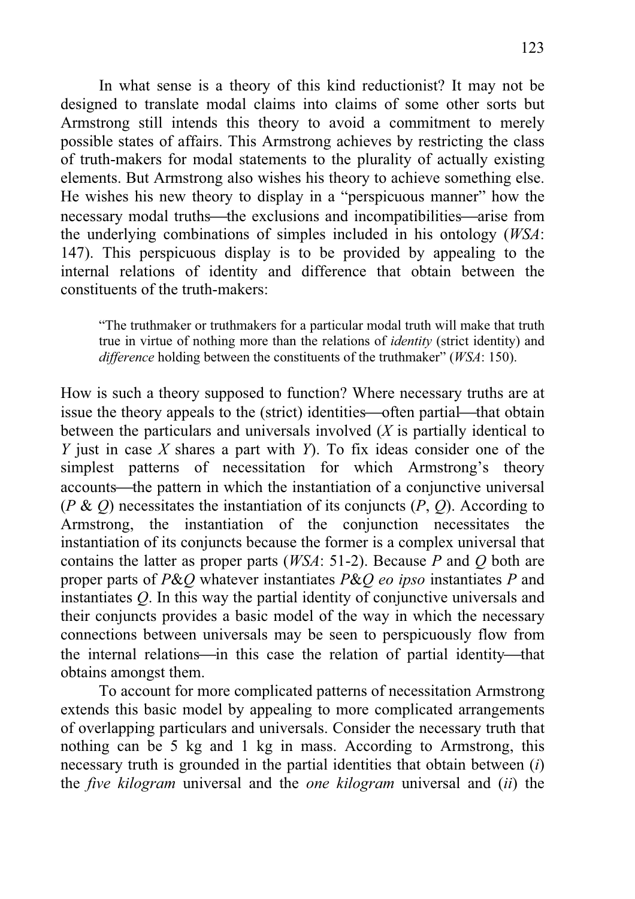In what sense is a theory of this kind reductionist? It may not be designed to translate modal claims into claims of some other sorts but Armstrong still intends this theory to avoid a commitment to merely possible states of affairs. This Armstrong achieves by restricting the class of truth-makers for modal statements to the plurality of actually existing elements. But Armstrong also wishes his theory to achieve something else. He wishes his new theory to display in a "perspicuous manner" how the necessary modal truths—the exclusions and incompatibilities—arise from the underlying combinations of simples included in his ontology (*WSA*: 147). This perspicuous display is to be provided by appealing to the internal relations of identity and difference that obtain between the constituents of the truth-makers:

> "The truthmaker or truthmakers for a particular modal truth will make that truth true in virtue of nothing more than the relations of *identity* (strict identity) and *difference* holding between the constituents of the truthmaker" (*WSA*: 150).

How is such a theory supposed to function? Where necessary truths are at issue the theory appeals to the (strict) identities—often partial—that obtain between the particulars and universals involved ($X$ is partially identical to $Y$ just in case $X$ shares a part with $Y$). To fix ideas consider one of the simplest patterns of necessitation for which Armstrong's theory accounts—the pattern in which the instantiation of a conjunctive universal ($P$ & $Q$) necessitates the instantiation of its conjuncts ($P$, $Q$). According to Armstrong, the instantiation of the conjunction necessitates the instantiation of its conjuncts because the former is a complex universal that contains the latter as proper parts (*WSA*: 51-2). Because $P$ and $Q$ both are proper parts of $P$&$Q$ whatever instantiates $P$&$Q$ *eo ipso* instantiates $P$ and instantiates $Q$. In this way the partial identity of conjunctive universals and their conjuncts provides a basic model of the way in which the necessary connections between universals may be seen to perspicuously flow from the internal relations—in this case the relation of partial identity—that obtains amongst them.

To account for more complicated patterns of necessitation Armstrong extends this basic model by appealing to more complicated arrangements of overlapping particulars and universals. Consider the necessary truth that nothing can be 5 kg and 1 kg in mass. According to Armstrong, this necessary truth is grounded in the partial identities that obtain between (*i*) the *five kilogram* universal and the *one kilogram* universal and (*ii*) the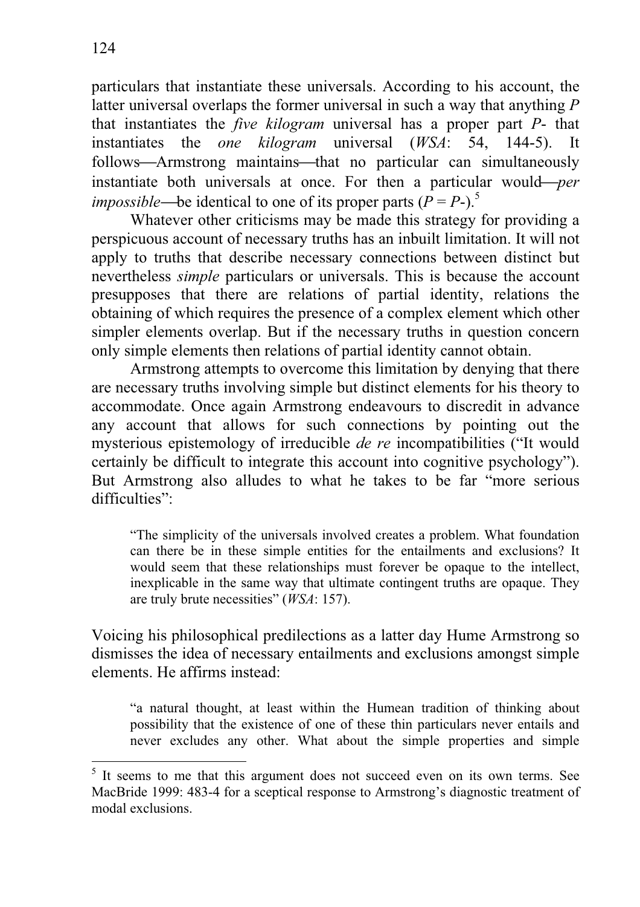particulars that instantiate these universals. According to his account, the latter universal overlaps the former universal in such a way that anything *P* that instantiates the *five kilogram* universal has a proper part *P*- that instantiates the *one kilogram* universal (*WSA*: 54, 144-5). It follows—Armstrong maintains—that no particular can simultaneously instantiate both universals at once. For then a particular would—*per impossible*—be identical to one of its proper parts (*P* = *P*-).[5]

Whatever other criticisms may be made this strategy for providing a perspicuous account of necessary truths has an inbuilt limitation. It will not apply to truths that describe necessary connections between distinct but nevertheless *simple* particulars or universals. This is because the account presupposes that there are relations of partial identity, relations the obtaining of which requires the presence of a complex element which other simpler elements overlap. But if the necessary truths in question concern only simple elements then relations of partial identity cannot obtain.

Armstrong attempts to overcome this limitation by denying that there are necessary truths involving simple but distinct elements for his theory to accommodate. Once again Armstrong endeavours to discredit in advance any account that allows for such connections by pointing out the mysterious epistemology of irreducible *de re* incompatibilities ("It would certainly be difficult to integrate this account into cognitive psychology"). But Armstrong also alludes to what he takes to be far "more serious difficulties":

> "The simplicity of the universals involved creates a problem. What foundation can there be in these simple entities for the entailments and exclusions? It would seem that these relationships must forever be opaque to the intellect, inexplicable in the same way that ultimate contingent truths are opaque. They are truly brute necessities" (*WSA*: 157).

Voicing his philosophical predilections as a latter day Hume Armstrong so dismisses the idea of necessary entailments and exclusions amongst simple elements. He affirms instead:

> "a natural thought, at least within the Humean tradition of thinking about possibility that the existence of one of these thin particulars never entails and never excludes any other. What about the simple properties and simple

---

[5] It seems to me that this argument does not succeed even on its own terms. See MacBride 1999: 483-4 for a sceptical response to Armstrong's diagnostic treatment of modal exclusions.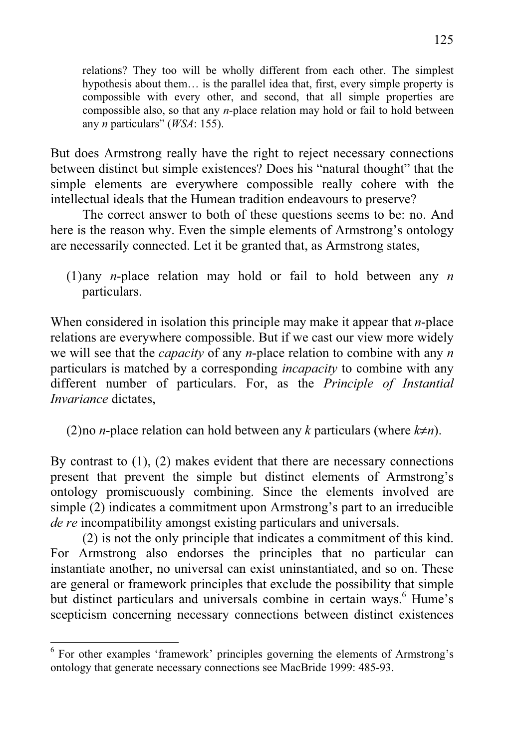> relations? They too will be wholly different from each other. The simplest hypothesis about them… is the parallel idea that, first, every simple property is compossible with every other, and second, that all simple properties are compossible also, so that any *n*-place relation may hold or fail to hold between any *n* particulars" (*WSA*: 155).

But does Armstrong really have the right to reject necessary connections between distinct but simple existences? Does his "natural thought" that the simple elements are everywhere compossible really cohere with the intellectual ideals that the Humean tradition endeavours to preserve?

The correct answer to both of these questions seems to be: no. And here is the reason why. Even the simple elements of Armstrong's ontology are necessarily connected. Let it be granted that, as Armstrong states,

(1) any *n*-place relation may hold or fail to hold between any *n* particulars.

When considered in isolation this principle may make it appear that *n*-place relations are everywhere compossible. But if we cast our view more widely we will see that the *capacity* of any *n*-place relation to combine with any *n* particulars is matched by a corresponding *incapacity* to combine with any different number of particulars. For, as the *Principle of Instantial Invariance* dictates,

(2) no *n*-place relation can hold between any *k* particulars (where $k \neq n$).

By contrast to (1), (2) makes evident that there are necessary connections present that prevent the simple but distinct elements of Armstrong's ontology promiscuously combining. Since the elements involved are simple (2) indicates a commitment upon Armstrong's part to an irreducible *de re* incompatibility amongst existing particulars and universals.

(2) is not the only principle that indicates a commitment of this kind. For Armstrong also endorses the principles that no particular can instantiate another, no universal can exist uninstantiated, and so on. These are general or framework principles that exclude the possibility that simple but distinct particulars and universals combine in certain ways.[6] Hume's scepticism concerning necessary connections between distinct existences

[6] For other examples 'framework' principles governing the elements of Armstrong's ontology that generate necessary connections see MacBride 1999: 485-93.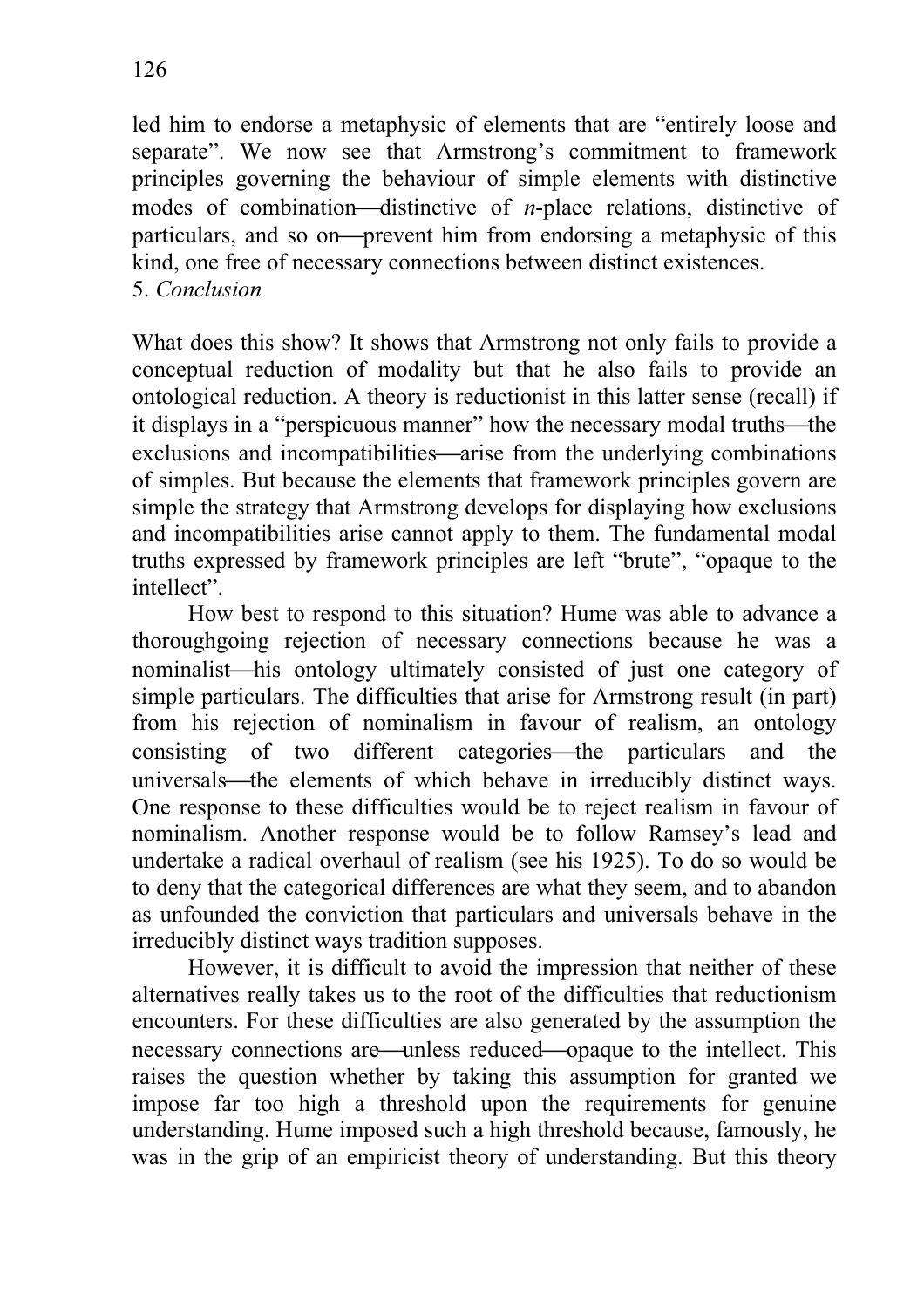led him to endorse a metaphysic of elements that are "entirely loose and separate". We now see that Armstrong's commitment to framework principles governing the behaviour of simple elements with distinctive modes of combination—distinctive of *n*-place relations, distinctive of particulars, and so on—prevent him from endorsing a metaphysic of this kind, one free of necessary connections between distinct existences.

## 5. *Conclusion*

What does this show? It shows that Armstrong not only fails to provide a conceptual reduction of modality but that he also fails to provide an ontological reduction. A theory is reductionist in this latter sense (recall) if it displays in a "perspicuous manner" how the necessary modal truths—the exclusions and incompatibilities—arise from the underlying combinations of simples. But because the elements that framework principles govern are simple the strategy that Armstrong develops for displaying how exclusions and incompatibilities arise cannot apply to them. The fundamental modal truths expressed by framework principles are left "brute", "opaque to the intellect".

How best to respond to this situation? Hume was able to advance a thoroughgoing rejection of necessary connections because he was a nominalist—his ontology ultimately consisted of just one category of simple particulars. The difficulties that arise for Armstrong result (in part) from his rejection of nominalism in favour of realism, an ontology consisting of two different categories—the particulars and the universals—the elements of which behave in irreducibly distinct ways. One response to these difficulties would be to reject realism in favour of nominalism. Another response would be to follow Ramsey's lead and undertake a radical overhaul of realism (see his 1925). To do so would be to deny that the categorical differences are what they seem, and to abandon as unfounded the conviction that particulars and universals behave in the irreducibly distinct ways tradition supposes.

However, it is difficult to avoid the impression that neither of these alternatives really takes us to the root of the difficulties that reductionism encounters. For these difficulties are also generated by the assumption the necessary connections are—unless reduced—opaque to the intellect. This raises the question whether by taking this assumption for granted we impose far too high a threshold upon the requirements for genuine understanding. Hume imposed such a high threshold because, famously, he was in the grip of an empiricist theory of understanding. But this theory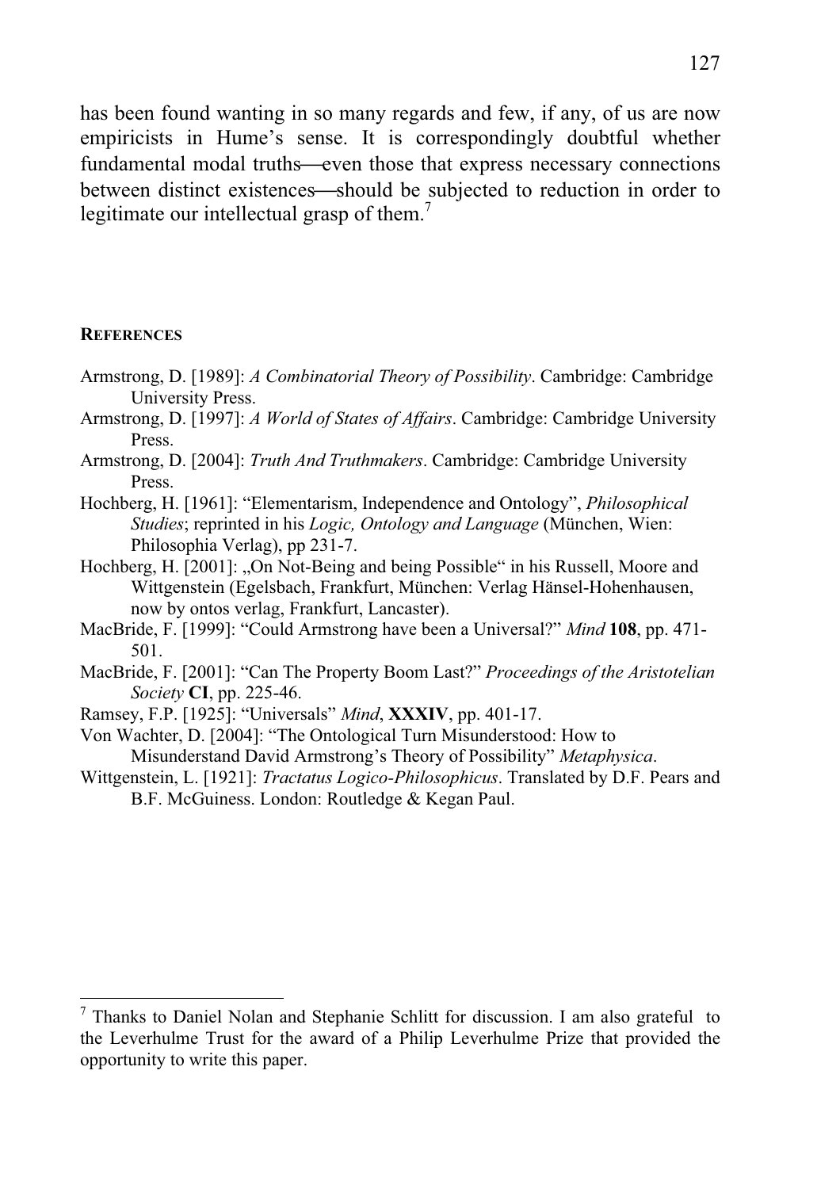has been found wanting in so many regards and few, if any, of us are now empiricists in Hume's sense. It is correspondingly doubtful whether fundamental modal truths—even those that express necessary connections between distinct existences—should be subjected to reduction in order to legitimate our intellectual grasp of them.[7]

#### REFERENCES

Armstrong, D. [1989]: *A Combinatorial Theory of Possibility*. Cambridge: Cambridge University Press.

Armstrong, D. [1997]: *A World of States of Affairs*. Cambridge: Cambridge University Press.

Armstrong, D. [2004]: *Truth And Truthmakers*. Cambridge: Cambridge University Press.

Hochberg, H. [1961]: "Elementarism, Independence and Ontology", *Philosophical Studies*; reprinted in his *Logic, Ontology and Language* (München, Wien: Philosophia Verlag), pp 231-7.

Hochberg, H. [2001]: „On Not-Being and being Possible" in his Russell, Moore and Wittgenstein (Egelsbach, Frankfurt, München: Verlag Hänsel-Hohenhausen, now by ontos verlag, Frankfurt, Lancaster).

MacBride, F. [1999]: "Could Armstrong have been a Universal?" *Mind* **108**, pp. 471-501.

MacBride, F. [2001]: "Can The Property Boom Last?" *Proceedings of the Aristotelian Society* **CI**, pp. 225-46.

Ramsey, F.P. [1925]: "Universals" *Mind*, **XXXIV**, pp. 401-17.

Von Wachter, D. [2004]: "The Ontological Turn Misunderstood: How to Misunderstand David Armstrong's Theory of Possibility" *Metaphysica*.

Wittgenstein, L. [1921]: *Tractatus Logico-Philosophicus*. Translated by D.F. Pears and B.F. McGuiness. London: Routledge & Kegan Paul.

---

[7] Thanks to Daniel Nolan and Stephanie Schlitt for discussion. I am also grateful to the Leverhulme Trust for the award of a Philip Leverhulme Prize that provided the opportunity to write this paper.